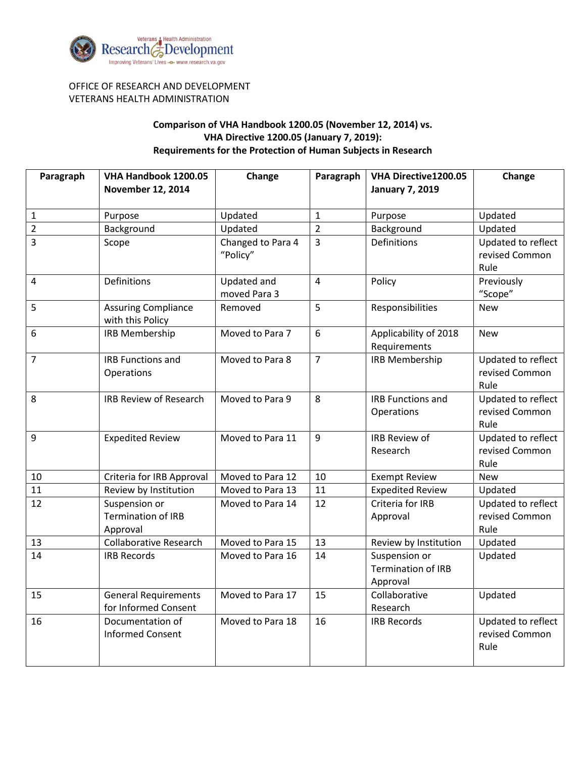OFFICE OF RESEARCH AND DEVELOPMENT
VETERANS HEALTH ADMINISTRATION

**Comparison of VHA Handbook 1200.05 (November 12, 2014) vs. VHA Directive 1200.05 (January 7, 2019): Requirements for the Protection of Human Subjects in Research**

| Paragraph | VHA Handbook 1200.05 November 12, 2014 | Change | Paragraph | VHA Directive1200.05 January 7, 2019 | Change |
|---|---|---|---|---|---|
| 1 | Purpose | Updated | 1 | Purpose | Updated |
| 2 | Background | Updated | 2 | Background | Updated |
| 3 | Scope | Changed to Para 4 "Policy" | 3 | Definitions | Updated to reflect revised Common Rule |
| 4 | Definitions | Updated and moved Para 3 | 4 | Policy | Previously "Scope" |
| 5 | Assuring Compliance with this Policy | Removed | 5 | Responsibilities | New |
| 6 | IRB Membership | Moved to Para 7 | 6 | Applicability of 2018 Requirements | New |
| 7 | IRB Functions and Operations | Moved to Para 8 | 7 | IRB Membership | Updated to reflect revised Common Rule |
| 8 | IRB Review of Research | Moved to Para 9 | 8 | IRB Functions and Operations | Updated to reflect revised Common Rule |
| 9 | Expedited Review | Moved to Para 11 | 9 | IRB Review of Research | Updated to reflect revised Common Rule |
| 10 | Criteria for IRB Approval | Moved to Para 12 | 10 | Exempt Review | New |
| 11 | Review by Institution | Moved to Para 13 | 11 | Expedited Review | Updated |
| 12 | Suspension or Termination of IRB Approval | Moved to Para 14 | 12 | Criteria for IRB Approval | Updated to reflect revised Common Rule |
| 13 | Collaborative Research | Moved to Para 15 | 13 | Review by Institution | Updated |
| 14 | IRB Records | Moved to Para 16 | 14 | Suspension or Termination of IRB Approval | Updated |
| 15 | General Requirements for Informed Consent | Moved to Para 17 | 15 | Collaborative Research | Updated |
| 16 | Documentation of Informed Consent | Moved to Para 18 | 16 | IRB Records | Updated to reflect revised Common Rule |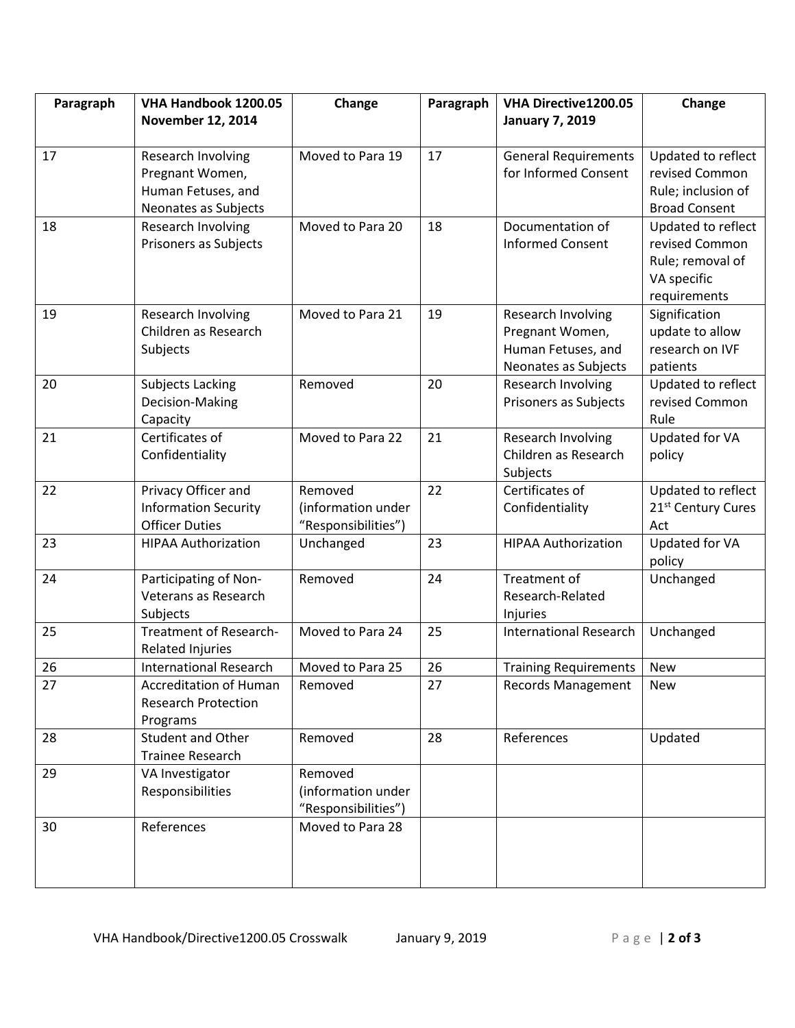| Paragraph | VHA Handbook 1200.05 November 12, 2014 | Change | Paragraph | VHA Directive1200.05 January 7, 2019 | Change |
|---|---|---|---|---|---|
| 17 | Research Involving Pregnant Women, Human Fetuses, and Neonates as Subjects | Moved to Para 19 | 17 | General Requirements for Informed Consent | Updated to reflect revised Common Rule; inclusion of Broad Consent |
| 18 | Research Involving Prisoners as Subjects | Moved to Para 20 | 18 | Documentation of Informed Consent | Updated to reflect revised Common Rule; removal of VA specific requirements |
| 19 | Research Involving Children as Research Subjects | Moved to Para 21 | 19 | Research Involving Pregnant Women, Human Fetuses, and Neonates as Subjects | Signification update to allow research on IVF patients |
| 20 | Subjects Lacking Decision-Making Capacity | Removed | 20 | Research Involving Prisoners as Subjects | Updated to reflect revised Common Rule |
| 21 | Certificates of Confidentiality | Moved to Para 22 | 21 | Research Involving Children as Research Subjects | Updated for VA policy |
| 22 | Privacy Officer and Information Security Officer Duties | Removed (information under "Responsibilities") | 22 | Certificates of Confidentiality | Updated to reflect 21st Century Cures Act |
| 23 | HIPAA Authorization | Unchanged | 23 | HIPAA Authorization | Updated for VA policy |
| 24 | Participating of Non-Veterans as Research Subjects | Removed | 24 | Treatment of Research-Related Injuries | Unchanged |
| 25 | Treatment of Research-Related Injuries | Moved to Para 24 | 25 | International Research | Unchanged |
| 26 | International Research | Moved to Para 25 | 26 | Training Requirements | New |
| 27 | Accreditation of Human Research Protection Programs | Removed | 27 | Records Management | New |
| 28 | Student and Other Trainee Research | Removed | 28 | References | Updated |
| 29 | VA Investigator Responsibilities | Removed (information under "Responsibilities") | | | |
| 30 | References | Moved to Para 28 | | | |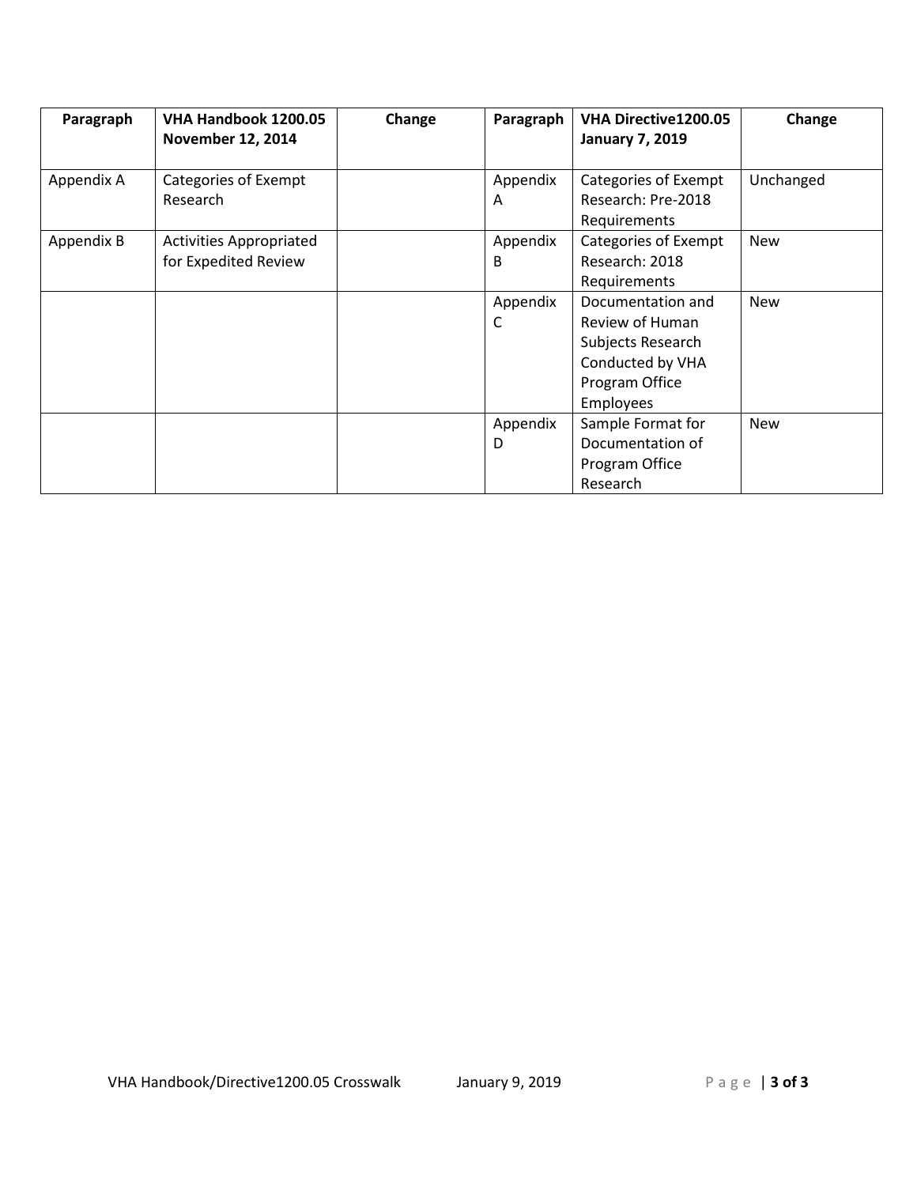| Paragraph | VHA Handbook 1200.05 November 12, 2014 | Change | Paragraph | VHA Directive1200.05 January 7, 2019 | Change |
| --- | --- | --- | --- | --- | --- |
| Appendix A | Categories of Exempt Research | | Appendix A | Categories of Exempt Research: Pre-2018 Requirements | Unchanged |
| Appendix B | Activities Appropriated for Expedited Review | | Appendix B | Categories of Exempt Research: 2018 Requirements | New |
| | | | Appendix C | Documentation and Review of Human Subjects Research Conducted by VHA Program Office Employees | New |
| | | | Appendix D | Sample Format for Documentation of Program Office Research | New |